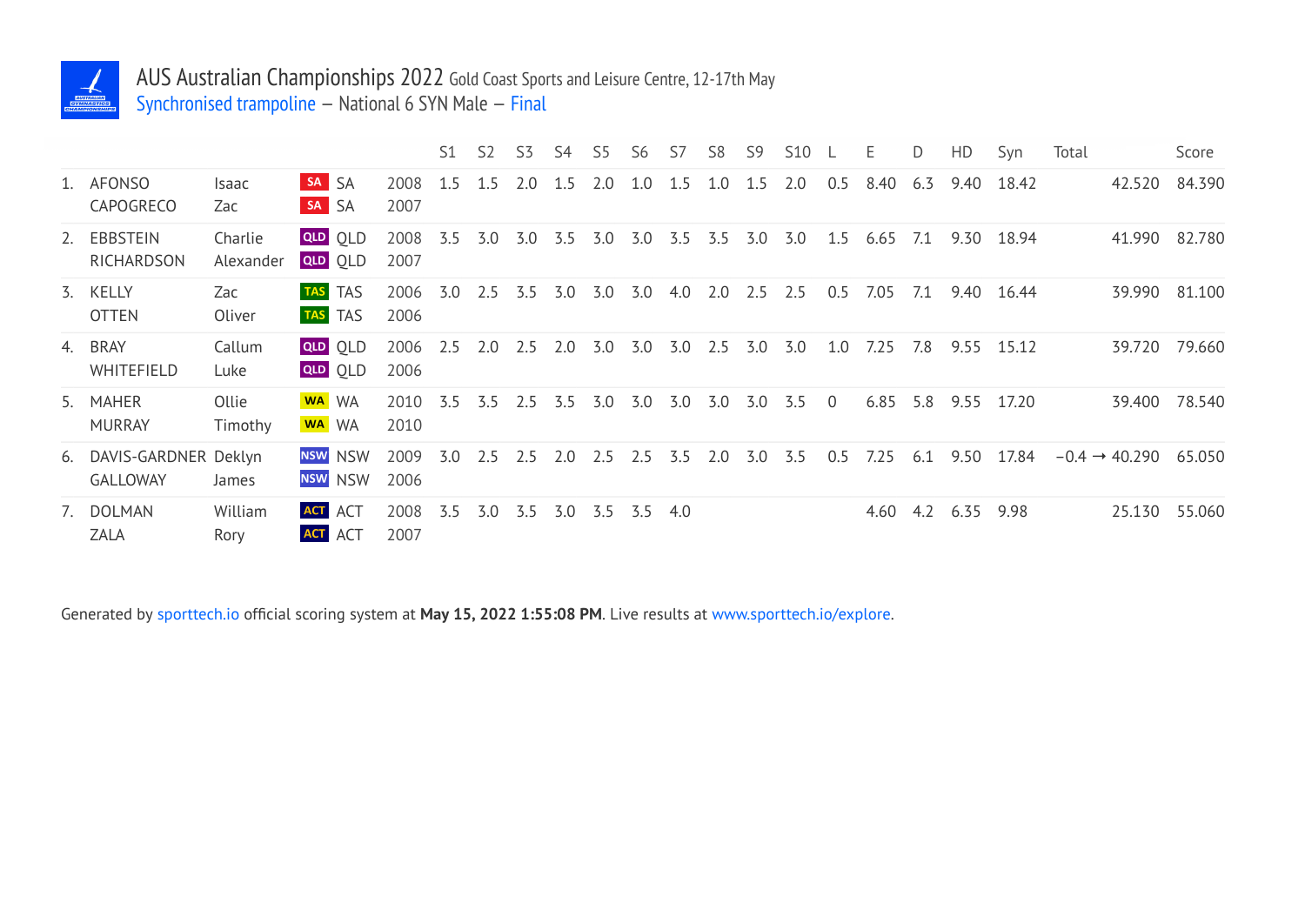# AUS Australian Championships 2022 Gold Coast Sports and Leisure Centre, 12-17th May

Synchronised trampoline – National 6 SYN Male – Final

| | | | | | S1 | S2 | S3 | S4 | S5 | S6 | S7 | S8 | S9 | S10 | L | E | D | HD | Syn | Total | Score |
|---|---|---|---|---|---|---|---|---|---|---|---|---|---|---|---|---|---|---|---|---|---|
| 1. | AFONSO<br>CAPOGRECO | Isaac<br>Zac | SA<br>SA | 2008<br>2007 | 1.5 | 1.5 | 2.0 | 1.5 | 2.0 | 1.0 | 1.5 | 1.0 | 1.5 | 2.0 | 0.5 | 8.40 | 6.3 | 9.40 | 18.42 | 42.520 | 84.390 |
| 2. | EBBSTEIN<br>RICHARDSON | Charlie<br>Alexander | QLD<br>QLD | 2008<br>2007 | 3.5 | 3.0 | 3.0 | 3.5 | 3.0 | 3.0 | 3.5 | 3.5 | 3.0 | 3.0 | 1.5 | 6.65 | 7.1 | 9.30 | 18.94 | 41.990 | 82.780 |
| 3. | KELLY<br>OTTEN | Zac<br>Oliver | TAS<br>TAS | 2006<br>2006 | 3.0 | 2.5 | 3.5 | 3.0 | 3.0 | 3.0 | 4.0 | 2.0 | 2.5 | 2.5 | 0.5 | 7.05 | 7.1 | 9.40 | 16.44 | 39.990 | 81.100 |
| 4. | BRAY<br>WHITEFIELD | Callum<br>Luke | QLD<br>QLD | 2006<br>2006 | 2.5 | 2.0 | 2.5 | 2.0 | 3.0 | 3.0 | 3.0 | 2.5 | 3.0 | 3.0 | 1.0 | 7.25 | 7.8 | 9.55 | 15.12 | 39.720 | 79.660 |
| 5. | MAHER<br>MURRAY | Ollie<br>Timothy | WA<br>WA | 2010<br>2010 | 3.5 | 3.5 | 2.5 | 3.5 | 3.0 | 3.0 | 3.0 | 3.0 | 3.0 | 3.5 | 0 | 6.85 | 5.8 | 9.55 | 17.20 | 39.400 | 78.540 |
| 6. | DAVIS-GARDNER<br>GALLOWAY | Deklyn<br>James | NSW<br>NSW | 2009<br>2006 | 3.0 | 2.5 | 2.5 | 2.0 | 2.5 | 2.5 | 3.5 | 2.0 | 3.0 | 3.5 | 0.5 | 7.25 | 6.1 | 9.50 | 17.84 | −0.4 → 40.290 | 65.050 |
| 7. | DOLMAN<br>ZALA | William<br>Rory | ACT<br>ACT | 2008<br>2007 | 3.5 | 3.0 | 3.5 | 3.0 | 3.5 | 3.5 | 4.0 | | | | | 4.60 | 4.2 | 6.35 | 9.98 | 25.130 | 55.060 |

Generated by sporttech.io official scoring system at **May 15, 2022 1:55:08 PM**. Live results at www.sporttech.io/explore.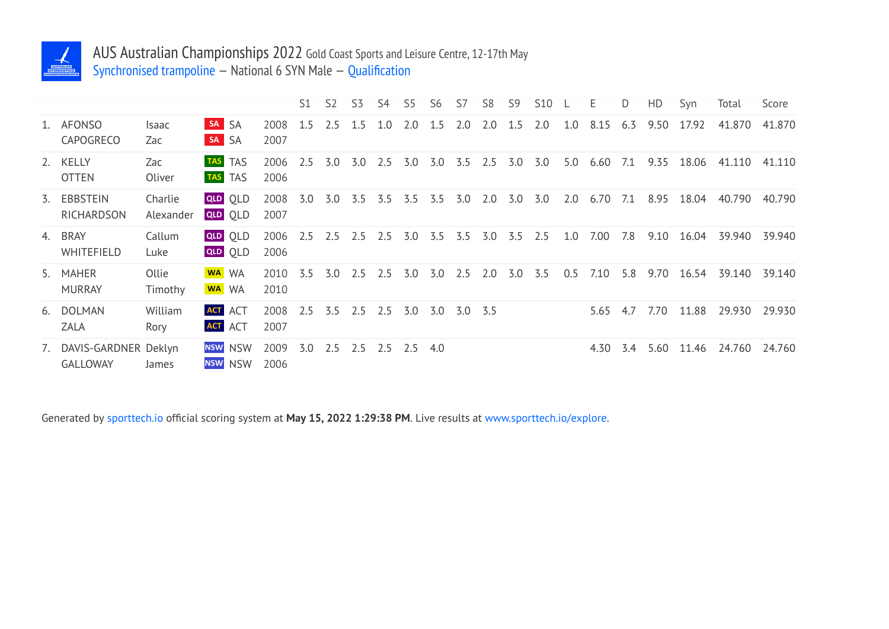# AUS Australian Championships 2022 Gold Coast Sports and Leisure Centre, 12-17th May

Synchronised trampoline – National 6 SYN Male – Qualification

| | | | | | S1 | S2 | S3 | S4 | S5 | S6 | S7 | S8 | S9 | S10 | L | E | D | HD | Syn | Total | Score |
|---|---|---|---|---|---|---|---|---|---|---|---|---|---|---|---|---|---|---|---|---|---|
| 1. | AFONSO<br>CAPOGRECO | Isaac<br>Zac | SA<br>SA | 2008<br>2007 | 1.5 | 2.5 | 1.5 | 1.0 | 2.0 | 1.5 | 2.0 | 2.0 | 1.5 | 2.0 | 1.0 | 8.15 | 6.3 | 9.50 | 17.92 | 41.870 | 41.870 |
| 2. | KELLY<br>OTTEN | Zac<br>Oliver | TAS<br>TAS | 2006<br>2006 | 2.5 | 3.0 | 3.0 | 2.5 | 3.0 | 3.0 | 3.5 | 2.5 | 3.0 | 3.0 | 5.0 | 6.60 | 7.1 | 9.35 | 18.06 | 41.110 | 41.110 |
| 3. | EBBSTEIN<br>RICHARDSON | Charlie<br>Alexander | QLD<br>QLD | 2008<br>2007 | 3.0 | 3.0 | 3.5 | 3.5 | 3.5 | 3.5 | 3.0 | 2.0 | 3.0 | 3.0 | 2.0 | 6.70 | 7.1 | 8.95 | 18.04 | 40.790 | 40.790 |
| 4. | BRAY<br>WHITEFIELD | Callum<br>Luke | QLD<br>QLD | 2006<br>2006 | 2.5 | 2.5 | 2.5 | 2.5 | 3.0 | 3.5 | 3.5 | 3.0 | 3.5 | 2.5 | 1.0 | 7.00 | 7.8 | 9.10 | 16.04 | 39.940 | 39.940 |
| 5. | MAHER<br>MURRAY | Ollie<br>Timothy | WA<br>WA | 2010<br>2010 | 3.5 | 3.0 | 2.5 | 2.5 | 3.0 | 3.0 | 2.5 | 2.0 | 3.0 | 3.5 | 0.5 | 7.10 | 5.8 | 9.70 | 16.54 | 39.140 | 39.140 |
| 6. | DOLMAN<br>ZALA | William<br>Rory | ACT<br>ACT | 2008<br>2007 | 2.5 | 3.5 | 2.5 | 2.5 | 3.0 | 3.0 | 3.0 | 3.5 | | | | 5.65 | 4.7 | 7.70 | 11.88 | 29.930 | 29.930 |
| 7. | DAVIS-GARDNER<br>GALLOWAY | Deklyn<br>James | NSW<br>NSW | 2009<br>2006 | 3.0 | 2.5 | 2.5 | 2.5 | 2.5 | 4.0 | | | | | | 4.30 | 3.4 | 5.60 | 11.46 | 24.760 | 24.760 |

Generated by sporttech.io official scoring system at **May 15, 2022 1:29:38 PM**. Live results at www.sporttech.io/explore.